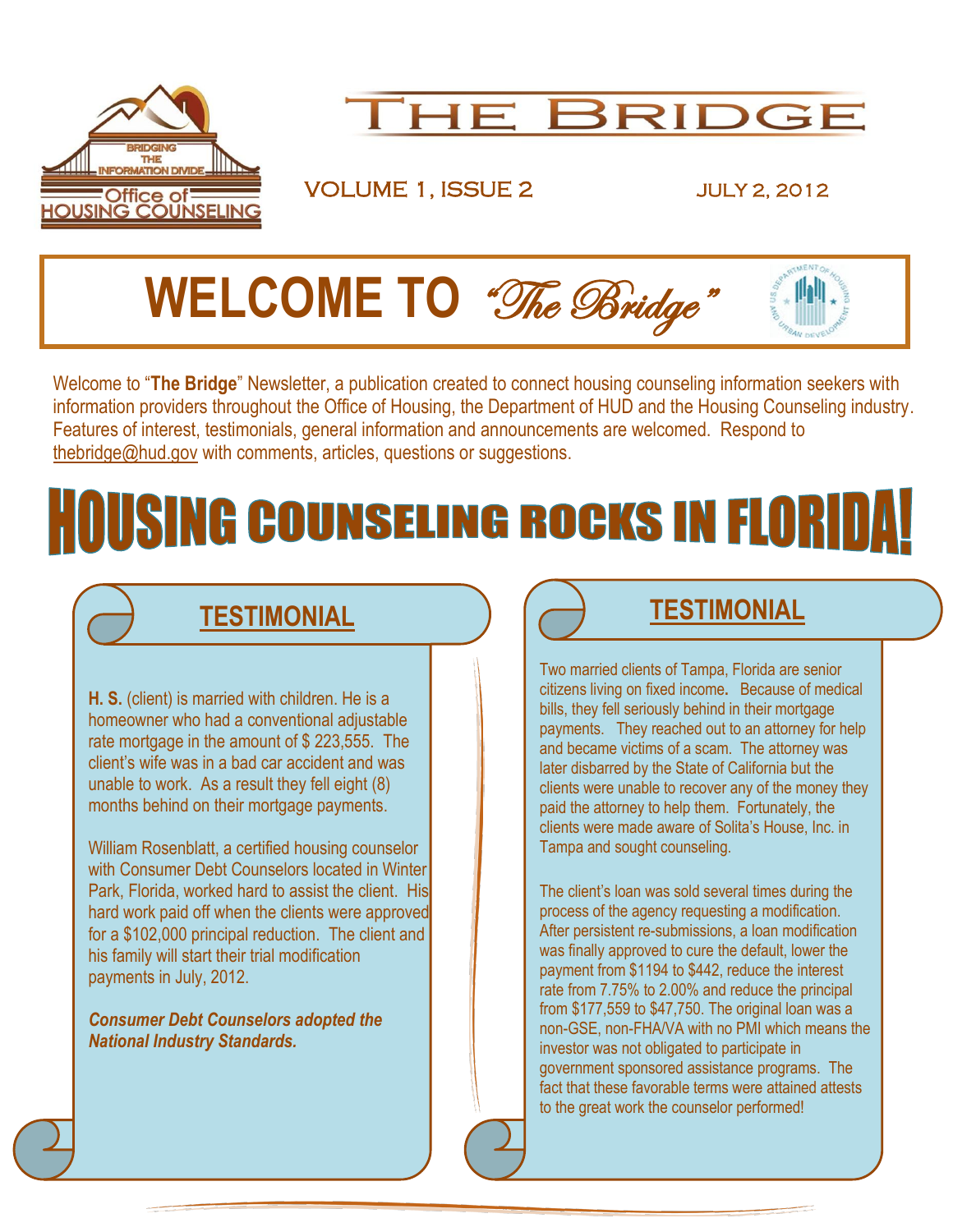BRIDGING THE INFORMATION DIVIDE

Office of HOUSING COUNSELING

# The Bridge

VOLUME 1, ISSUE 2 JULY 2, 2012

# WELCOME TO *"The Bridge"*

Welcome to "**The Bridge**" Newsletter, a publication created to connect housing counseling information seekers with information providers throughout the Office of Housing, the Department of HUD and the Housing Counseling industry. Features of interest, testimonials, general information and announcements are welcomed. Respond to thebridge@hud.gov with comments, articles, questions or suggestions.

# HOUSING COUNSELING ROCKS IN FLORIDA!

## TESTIMONIAL

**H. S.** (client) is married with children. He is a homeowner who had a conventional adjustable rate mortgage in the amount of $ 223,555. The client's wife was in a bad car accident and was unable to work. As a result they fell eight (8) months behind on their mortgage payments.

William Rosenblatt, a certified housing counselor with Consumer Debt Counselors located in Winter Park, Florida, worked hard to assist the client. His hard work paid off when the clients were approved for a $102,000 principal reduction. The client and his family will start their trial modification payments in July, 2012.

***Consumer Debt Counselors adopted the National Industry Standards.***

## TESTIMONIAL

Two married clients of Tampa, Florida are senior citizens living on fixed income. Because of medical bills, they fell seriously behind in their mortgage payments. They reached out to an attorney for help and became victims of a scam. The attorney was later disbarred by the State of California but the clients were unable to recover any of the money they paid the attorney to help them. Fortunately, the clients were made aware of Solita's House, Inc. in Tampa and sought counseling.

The client's loan was sold several times during the process of the agency requesting a modification. After persistent re-submissions, a loan modification was finally approved to cure the default, lower the payment from $1194 to $442, reduce the interest rate from 7.75% to 2.00% and reduce the principal from $177,559 to $47,750. The original loan was a non-GSE, non-FHA/VA with no PMI which means the investor was not obligated to participate in government sponsored assistance programs. The fact that these favorable terms were attained attests to the great work the counselor performed!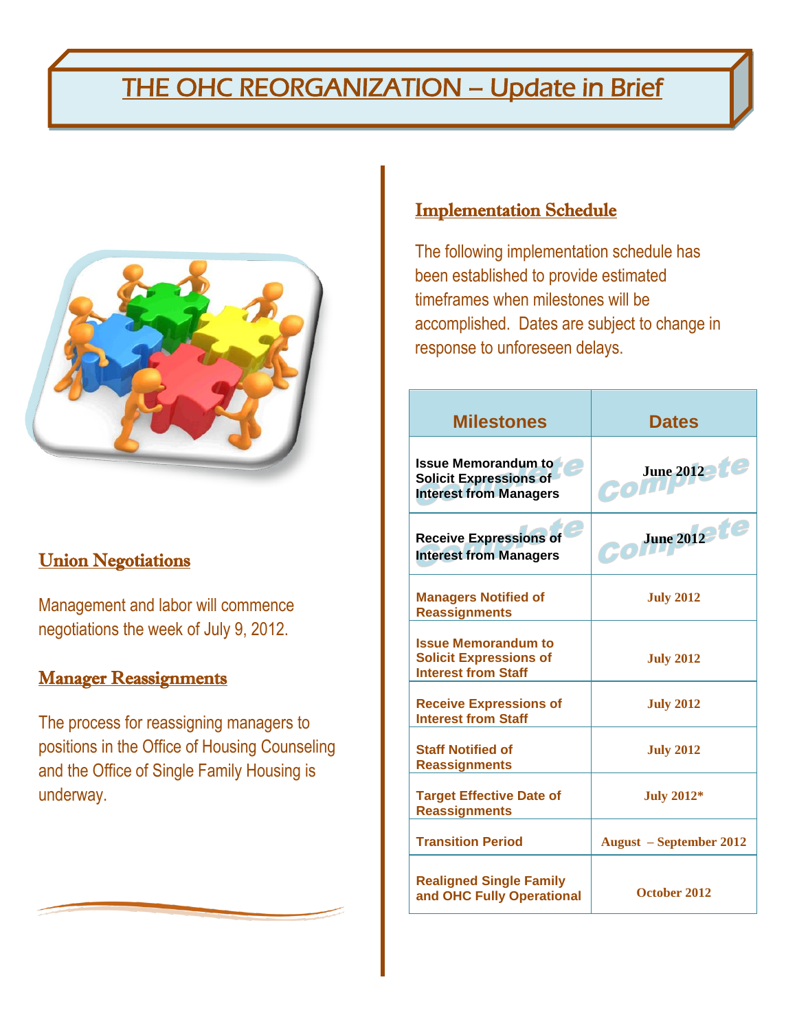# THE OHC REORGANIZATION – Update in Brief

## Union Negotiations

Management and labor will commence negotiations the week of July 9, 2012.

## Manager Reassignments

The process for reassigning managers to positions in the Office of Housing Counseling and the Office of Single Family Housing is underway.

## Implementation Schedule

The following implementation schedule has been established to provide estimated timeframes when milestones will be accomplished. Dates are subject to change in response to unforeseen delays.

| Milestones | Dates |
|---|---|
| Issue Memorandum to Solicit Expressions of Interest from Managers (Complete) | June 2012 (Complete) |
| Receive Expressions of Interest from Managers (Complete) | June 2012 (Complete) |
| Managers Notified of Reassignments | July 2012 |
| Issue Memorandum to Solicit Expressions of Interest from Staff | July 2012 |
| Receive Expressions of Interest from Staff | July 2012 |
| Staff Notified of Reassignments | July 2012 |
| Target Effective Date of Reassignments | July 2012* |
| Transition Period | August – September 2012 |
| Realigned Single Family and OHC Fully Operational | October 2012 |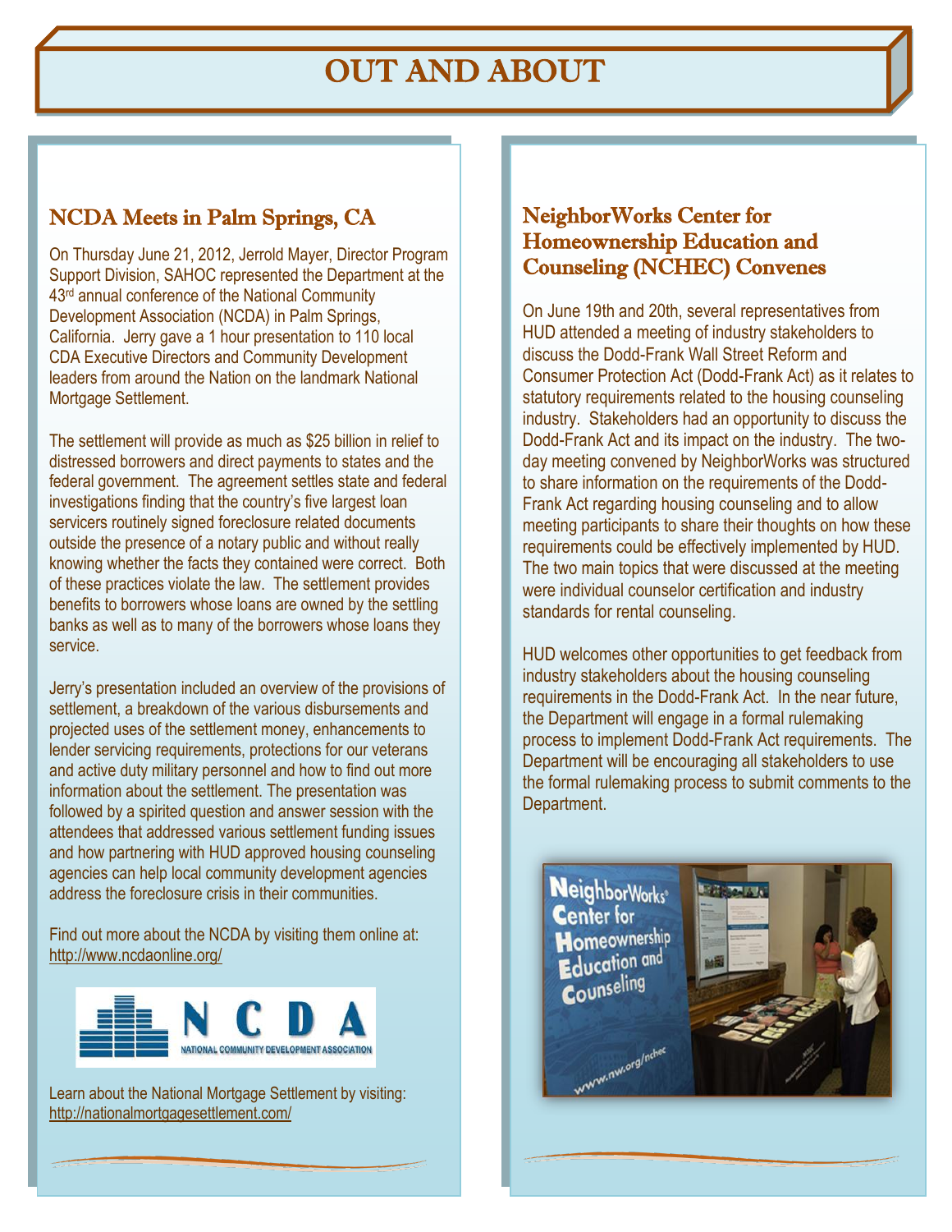# OUT AND ABOUT

## NCDA Meets in Palm Springs, CA

On Thursday June 21, 2012, Jerrold Mayer, Director Program Support Division, SAHOC represented the Department at the 43rd annual conference of the National Community Development Association (NCDA) in Palm Springs, California. Jerry gave a 1 hour presentation to 110 local CDA Executive Directors and Community Development leaders from around the Nation on the landmark National Mortgage Settlement.

The settlement will provide as much as $25 billion in relief to distressed borrowers and direct payments to states and the federal government. The agreement settles state and federal investigations finding that the country's five largest loan servicers routinely signed foreclosure related documents outside the presence of a notary public and without really knowing whether the facts they contained were correct. Both of these practices violate the law. The settlement provides benefits to borrowers whose loans are owned by the settling banks as well as to many of the borrowers whose loans they service.

Jerry's presentation included an overview of the provisions of settlement, a breakdown of the various disbursements and projected uses of the settlement money, enhancements to lender servicing requirements, protections for our veterans and active duty military personnel and how to find out more information about the settlement. The presentation was followed by a spirited question and answer session with the attendees that addressed various settlement funding issues and how partnering with HUD approved housing counseling agencies can help local community development agencies address the foreclosure crisis in their communities.

Find out more about the NCDA by visiting them online at: http://www.ncdaonline.org/

NCDA NATIONAL COMMUNITY DEVELOPMENT ASSOCIATION

Learn about the National Mortgage Settlement by visiting: http://nationalmortgagesettlement.com/

## NeighborWorks Center for Homeownership Education and Counseling (NCHEC) Convenes

On June 19th and 20th, several representatives from HUD attended a meeting of industry stakeholders to discuss the Dodd-Frank Wall Street Reform and Consumer Protection Act (Dodd-Frank Act) as it relates to statutory requirements related to the housing counseling industry. Stakeholders had an opportunity to discuss the Dodd-Frank Act and its impact on the industry. The two-day meeting convened by NeighborWorks was structured to share information on the requirements of the Dodd-Frank Act regarding housing counseling and to allow meeting participants to share their thoughts on how these requirements could be effectively implemented by HUD. The two main topics that were discussed at the meeting were individual counselor certification and industry standards for rental counseling.

HUD welcomes other opportunities to get feedback from industry stakeholders about the housing counseling requirements in the Dodd-Frank Act. In the near future, the Department will engage in a formal rulemaking process to implement Dodd-Frank Act requirements. The Department will be encouraging all stakeholders to use the formal rulemaking process to submit comments to the Department.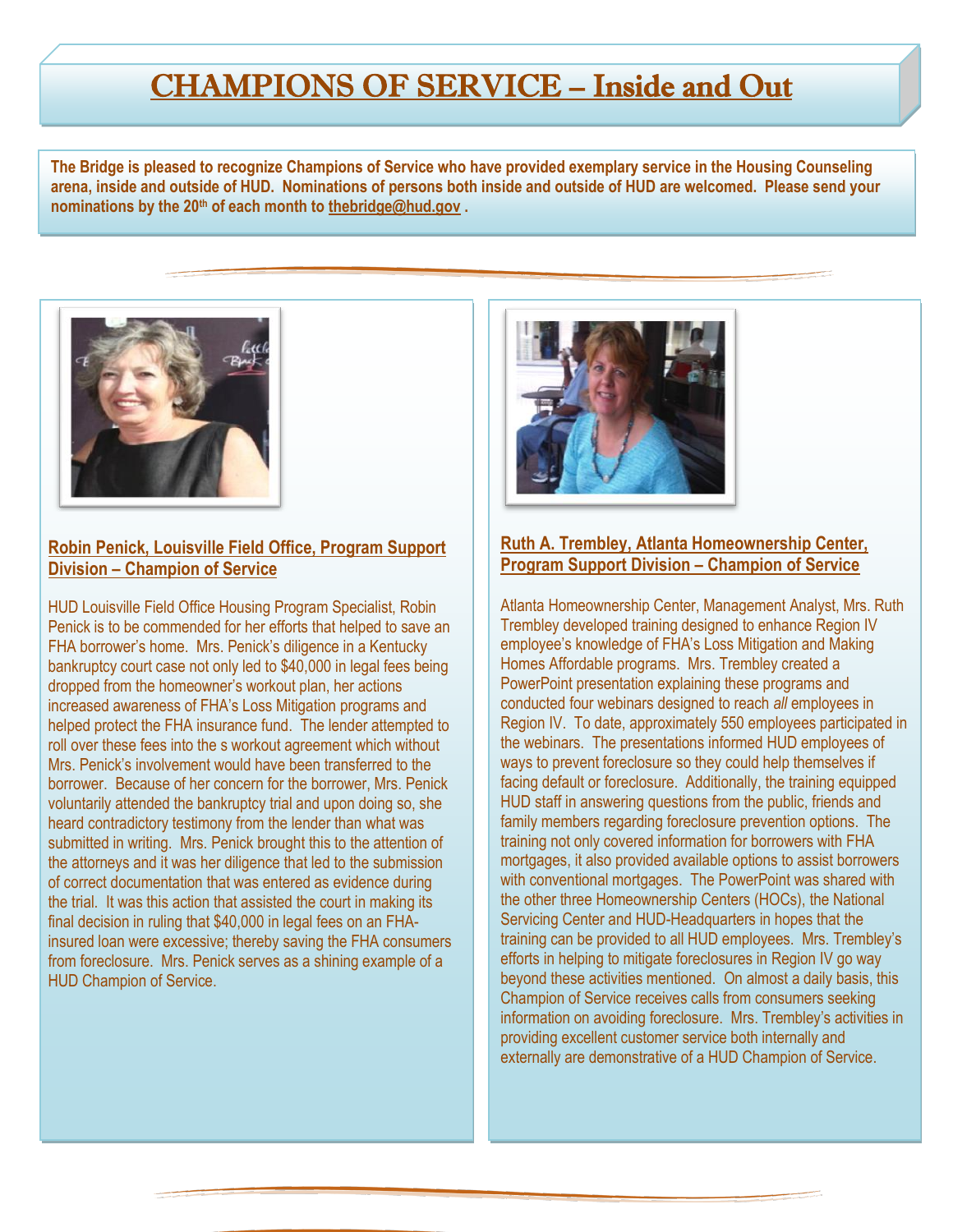# CHAMPIONS OF SERVICE – Inside and Out

**The Bridge is pleased to recognize Champions of Service who have provided exemplary service in the Housing Counseling arena, inside and outside of HUD. Nominations of persons both inside and outside of HUD are welcomed. Please send your nominations by the 20th of each month to thebridge@hud.gov .**

## Robin Penick, Louisville Field Office, Program Support Division – Champion of Service

HUD Louisville Field Office Housing Program Specialist, Robin Penick is to be commended for her efforts that helped to save an FHA borrower's home. Mrs. Penick's diligence in a Kentucky bankruptcy court case not only led to $40,000 in legal fees being dropped from the homeowner's workout plan, her actions increased awareness of FHA's Loss Mitigation programs and helped protect the FHA insurance fund. The lender attempted to roll over these fees into the s workout agreement which without Mrs. Penick's involvement would have been transferred to the borrower. Because of her concern for the borrower, Mrs. Penick voluntarily attended the bankruptcy trial and upon doing so, she heard contradictory testimony from the lender than what was submitted in writing. Mrs. Penick brought this to the attention of the attorneys and it was her diligence that led to the submission of correct documentation that was entered as evidence during the trial. It was this action that assisted the court in making its final decision in ruling that $40,000 in legal fees on an FHA-insured loan were excessive; thereby saving the FHA consumers from foreclosure. Mrs. Penick serves as a shining example of a HUD Champion of Service.

## Ruth A. Trembley, Atlanta Homeownership Center, Program Support Division – Champion of Service

Atlanta Homeownership Center, Management Analyst, Mrs. Ruth Trembley developed training designed to enhance Region IV employee's knowledge of FHA's Loss Mitigation and Making Homes Affordable programs. Mrs. Trembley created a PowerPoint presentation explaining these programs and conducted four webinars designed to reach *all* employees in Region IV. To date, approximately 550 employees participated in the webinars. The presentations informed HUD employees of ways to prevent foreclosure so they could help themselves if facing default or foreclosure. Additionally, the training equipped HUD staff in answering questions from the public, friends and family members regarding foreclosure prevention options. The training not only covered information for borrowers with FHA mortgages, it also provided available options to assist borrowers with conventional mortgages. The PowerPoint was shared with the other three Homeownership Centers (HOCs), the National Servicing Center and HUD-Headquarters in hopes that the training can be provided to all HUD employees. Mrs. Trembley's efforts in helping to mitigate foreclosures in Region IV go way beyond these activities mentioned. On almost a daily basis, this Champion of Service receives calls from consumers seeking information on avoiding foreclosure. Mrs. Trembley's activities in providing excellent customer service both internally and externally are demonstrative of a HUD Champion of Service.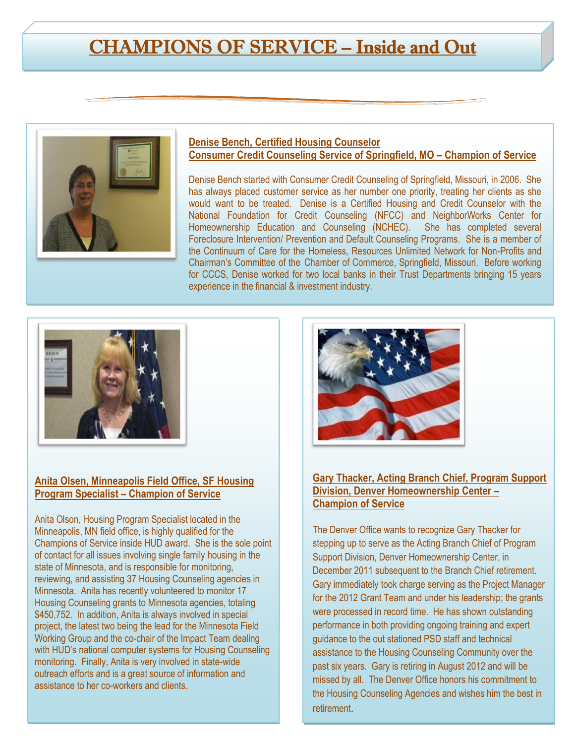# CHAMPIONS OF SERVICE – Inside and Out

### Denise Bench, Certified Housing Counselor
### Consumer Credit Counseling Service of Springfield, MO – Champion of Service

Denise Bench started with Consumer Credit Counseling of Springfield, Missouri, in 2006. She has always placed customer service as her number one priority, treating her clients as she would want to be treated. Denise is a Certified Housing and Credit Counselor with the National Foundation for Credit Counseling (NFCC) and NeighborWorks Center for Homeownership Education and Counseling (NCHEC). She has completed several Foreclosure Intervention/ Prevention and Default Counseling Programs. She is a member of the Continuum of Care for the Homeless, Resources Unlimited Network for Non-Profits and Chairman's Committee of the Chamber of Commerce, Springfield, Missouri. Before working for CCCS, Denise worked for two local banks in their Trust Departments bringing 15 years experience in the financial & investment industry.

### Anita Olsen, Minneapolis Field Office, SF Housing Program Specialist – Champion of Service

Anita Olson, Housing Program Specialist located in the Minneapolis, MN field office, is highly qualified for the Champions of Service inside HUD award. She is the sole point of contact for all issues involving single family housing in the state of Minnesota, and is responsible for monitoring, reviewing, and assisting 37 Housing Counseling agencies in Minnesota. Anita has recently volunteered to monitor 17 Housing Counseling grants to Minnesota agencies, totaling $450,752. In addition, Anita is always involved in special project, the latest two being the lead for the Minnesota Field Working Group and the co-chair of the Impact Team dealing with HUD's national computer systems for Housing Counseling monitoring. Finally, Anita is very involved in state-wide outreach efforts and is a great source of information and assistance to her co-workers and clients.

### Gary Thacker, Acting Branch Chief, Program Support Division, Denver Homeownership Center – Champion of Service

The Denver Office wants to recognize Gary Thacker for stepping up to serve as the Acting Branch Chief of Program Support Division, Denver Homeownership Center, in December 2011 subsequent to the Branch Chief retirement. Gary immediately took charge serving as the Project Manager for the 2012 Grant Team and under his leadership; the grants were processed in record time. He has shown outstanding performance in both providing ongoing training and expert guidance to the out stationed PSD staff and technical assistance to the Housing Counseling Community over the past six years. Gary is retiring in August 2012 and will be missed by all. The Denver Office honors his commitment to the Housing Counseling Agencies and wishes him the best in retirement.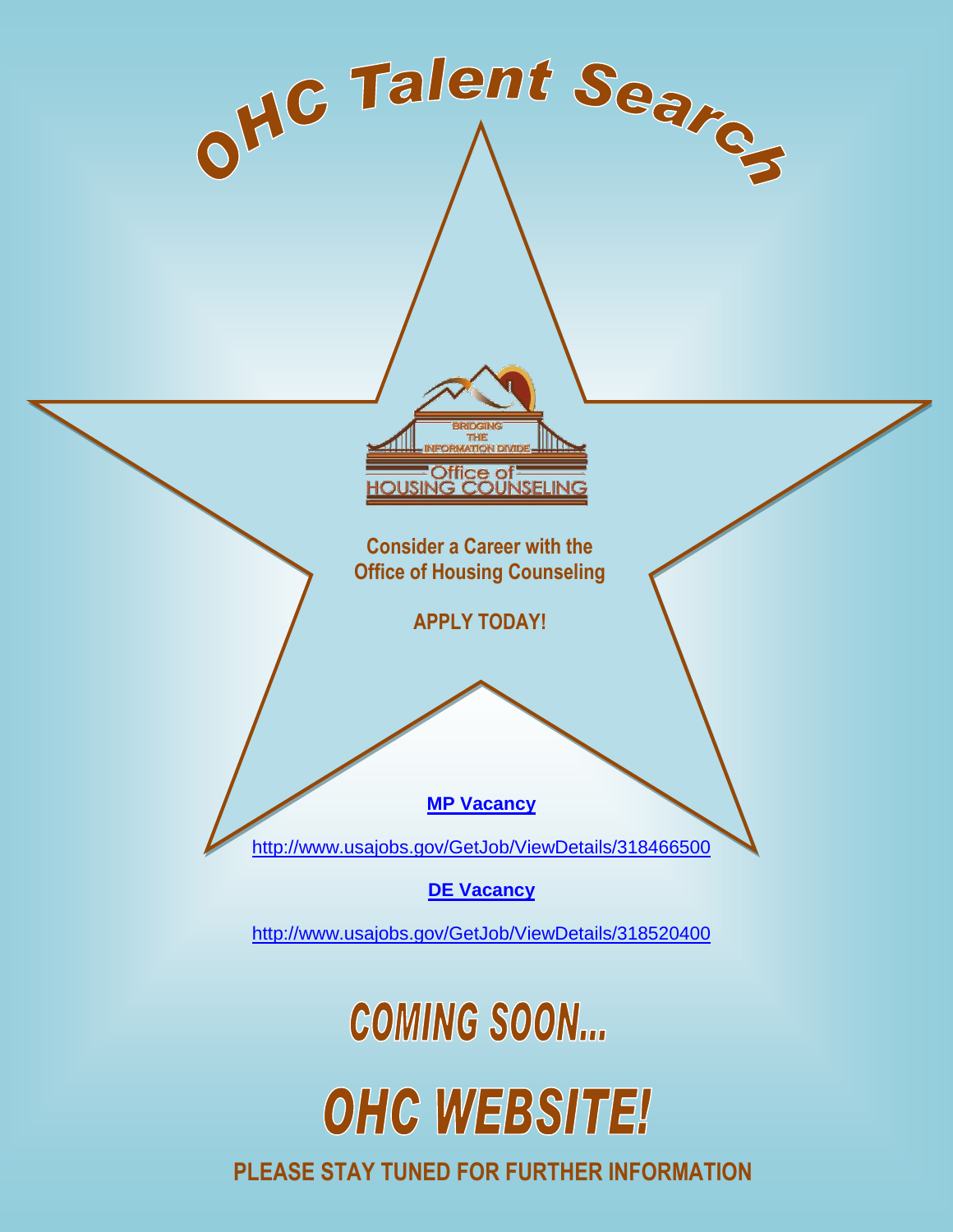# OHC Talent Search

BRIDGING THE INFORMATION DIVIDE

Office of HOUSING COUNSELING

**Consider a Career with the Office of Housing Counseling**

**APPLY TODAY!**

**MP Vacancy**

http://www.usajobs.gov/GetJob/ViewDetails/318466500

**DE Vacancy**

http://www.usajobs.gov/GetJob/ViewDetails/318520400

## COMING SOON...

# OHC WEBSITE!

**PLEASE STAY TUNED FOR FURTHER INFORMATION**